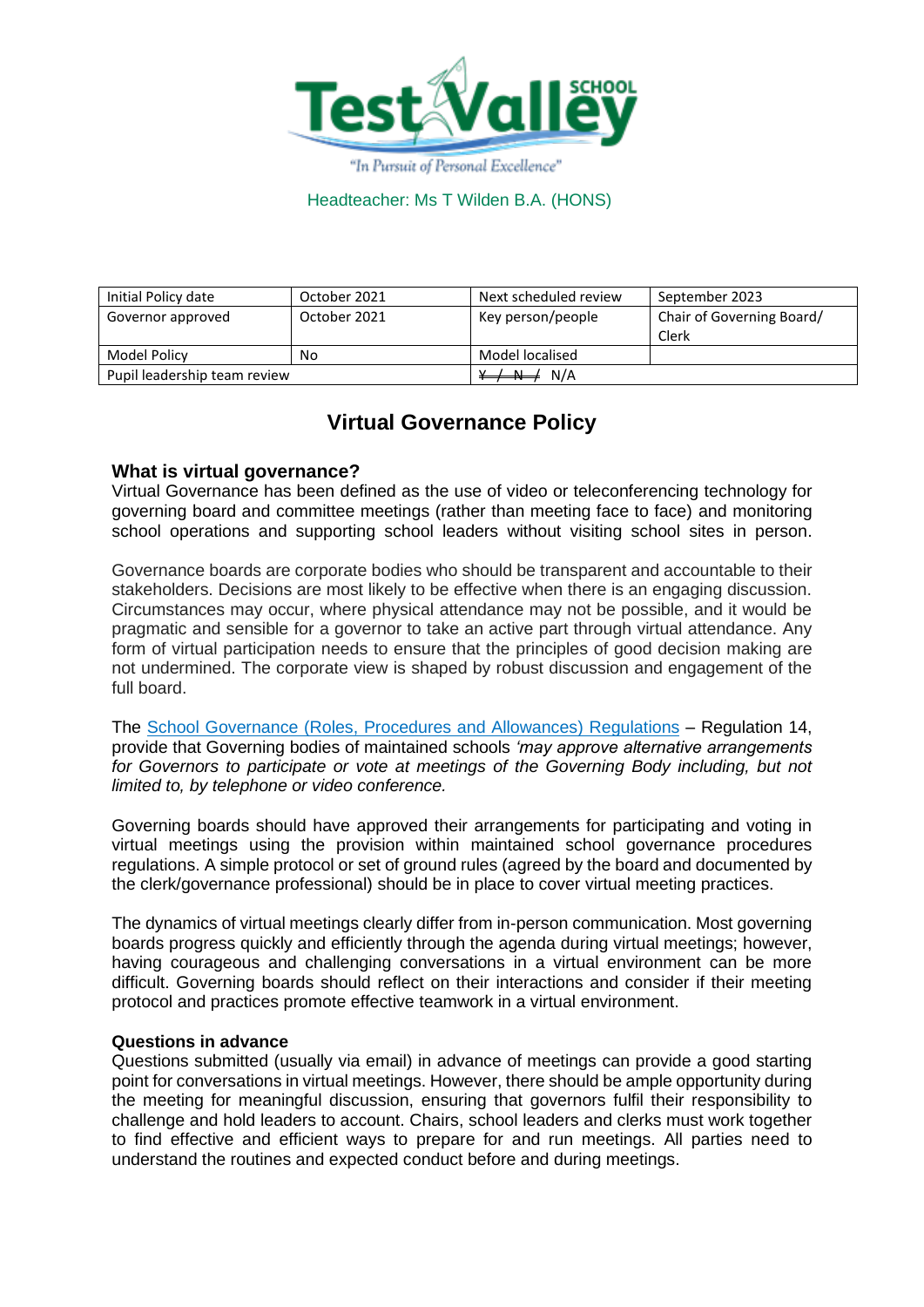"In Pursuit of Personal Excellence"

Headteacher: Ms T Wilden B.A. (HONS)

| Initial Policy date | October 2021 | Next scheduled review | September 2023 |
|---|---|---|---|
| Governor approved | October 2021 | Key person/people | Chair of Governing Board/ Clerk |
| Model Policy | No | Model localised | |
| Pupil leadership team review | | ~~Y / N /~~ N/A | |

# Virtual Governance Policy

## What is virtual governance?

Virtual Governance has been defined as the use of video or teleconferencing technology for governing board and committee meetings (rather than meeting face to face) and monitoring school operations and supporting school leaders without visiting school sites in person.

Governance boards are corporate bodies who should be transparent and accountable to their stakeholders. Decisions are most likely to be effective when there is an engaging discussion. Circumstances may occur, where physical attendance may not be possible, and it would be pragmatic and sensible for a governor to take an active part through virtual attendance. Any form of virtual participation needs to ensure that the principles of good decision making are not undermined. The corporate view is shaped by robust discussion and engagement of the full board.

The School Governance (Roles, Procedures and Allowances) Regulations – Regulation 14, provide that Governing bodies of maintained schools *'may approve alternative arrangements for Governors to participate or vote at meetings of the Governing Body including, but not limited to, by telephone or video conference.*

Governing boards should have approved their arrangements for participating and voting in virtual meetings using the provision within maintained school governance procedures regulations. A simple protocol or set of ground rules (agreed by the board and documented by the clerk/governance professional) should be in place to cover virtual meeting practices.

The dynamics of virtual meetings clearly differ from in-person communication. Most governing boards progress quickly and efficiently through the agenda during virtual meetings; however, having courageous and challenging conversations in a virtual environment can be more difficult. Governing boards should reflect on their interactions and consider if their meeting protocol and practices promote effective teamwork in a virtual environment.

### Questions in advance

Questions submitted (usually via email) in advance of meetings can provide a good starting point for conversations in virtual meetings. However, there should be ample opportunity during the meeting for meaningful discussion, ensuring that governors fulfil their responsibility to challenge and hold leaders to account. Chairs, school leaders and clerks must work together to find effective and efficient ways to prepare for and run meetings. All parties need to understand the routines and expected conduct before and during meetings.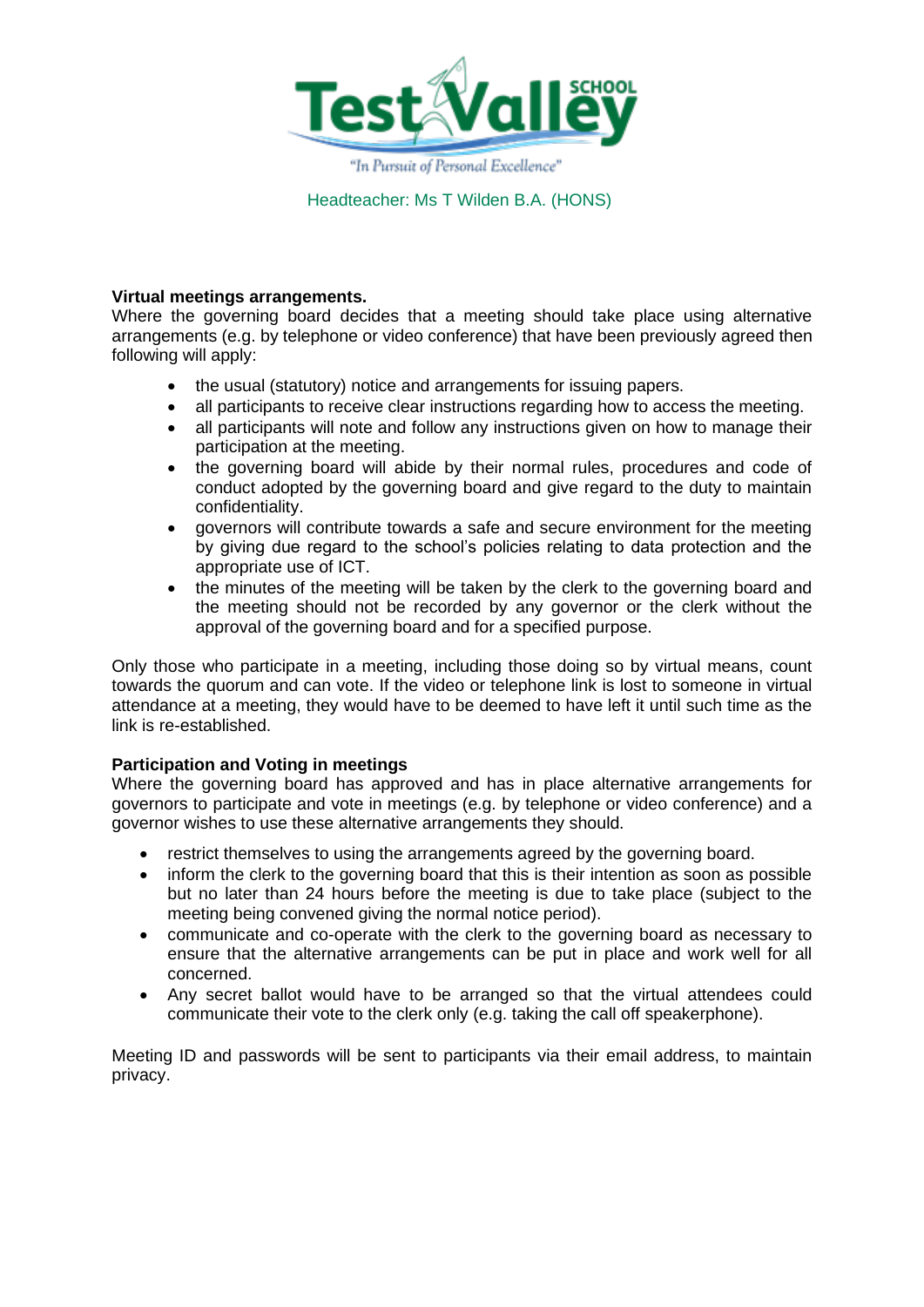Headteacher: Ms T Wilden B.A. (HONS)

**Virtual meetings arrangements.**
Where the governing board decides that a meeting should take place using alternative arrangements (e.g. by telephone or video conference) that have been previously agreed then following will apply:

- the usual (statutory) notice and arrangements for issuing papers.
- all participants to receive clear instructions regarding how to access the meeting.
- all participants will note and follow any instructions given on how to manage their participation at the meeting.
- the governing board will abide by their normal rules, procedures and code of conduct adopted by the governing board and give regard to the duty to maintain confidentiality.
- governors will contribute towards a safe and secure environment for the meeting by giving due regard to the school's policies relating to data protection and the appropriate use of ICT.
- the minutes of the meeting will be taken by the clerk to the governing board and the meeting should not be recorded by any governor or the clerk without the approval of the governing board and for a specified purpose.

Only those who participate in a meeting, including those doing so by virtual means, count towards the quorum and can vote. If the video or telephone link is lost to someone in virtual attendance at a meeting, they would have to be deemed to have left it until such time as the link is re-established.

**Participation and Voting in meetings**
Where the governing board has approved and has in place alternative arrangements for governors to participate and vote in meetings (e.g. by telephone or video conference) and a governor wishes to use these alternative arrangements they should.

- restrict themselves to using the arrangements agreed by the governing board.
- inform the clerk to the governing board that this is their intention as soon as possible but no later than 24 hours before the meeting is due to take place (subject to the meeting being convened giving the normal notice period).
- communicate and co-operate with the clerk to the governing board as necessary to ensure that the alternative arrangements can be put in place and work well for all concerned.
- Any secret ballot would have to be arranged so that the virtual attendees could communicate their vote to the clerk only (e.g. taking the call off speakerphone).

Meeting ID and passwords will be sent to participants via their email address, to maintain privacy.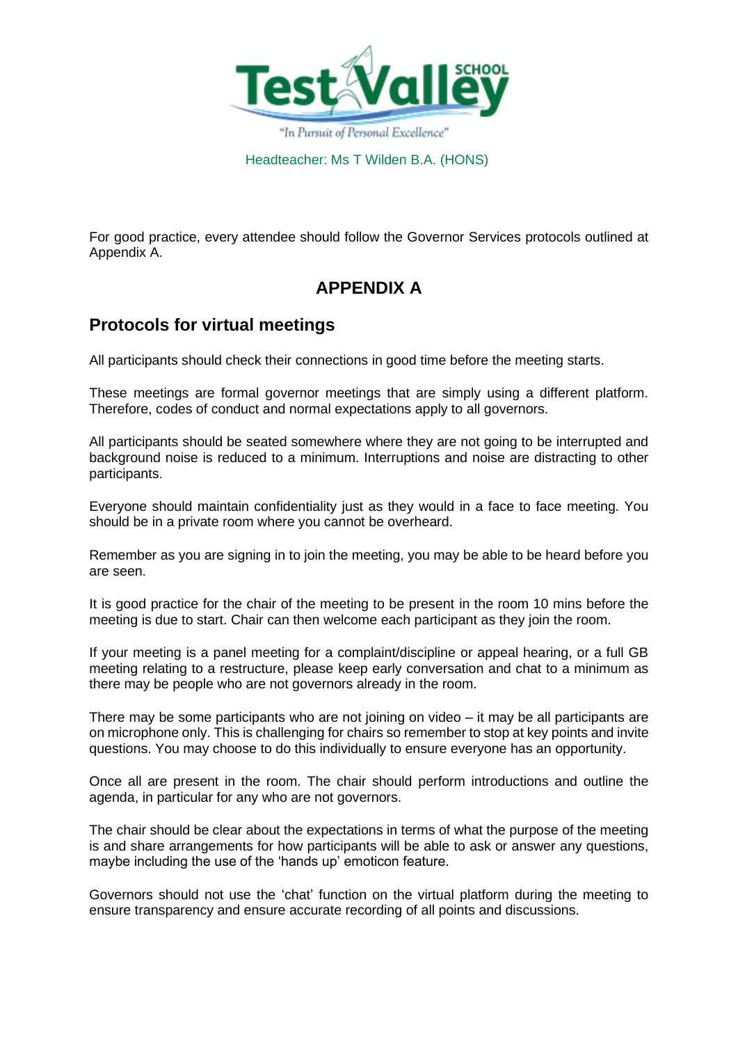For good practice, every attendee should follow the Governor Services protocols outlined at Appendix A.

# APPENDIX A

## Protocols for virtual meetings

All participants should check their connections in good time before the meeting starts.

These meetings are formal governor meetings that are simply using a different platform. Therefore, codes of conduct and normal expectations apply to all governors.

All participants should be seated somewhere where they are not going to be interrupted and background noise is reduced to a minimum. Interruptions and noise are distracting to other participants.

Everyone should maintain confidentiality just as they would in a face to face meeting. You should be in a private room where you cannot be overheard.

Remember as you are signing in to join the meeting, you may be able to be heard before you are seen.

It is good practice for the chair of the meeting to be present in the room 10 mins before the meeting is due to start. Chair can then welcome each participant as they join the room.

If your meeting is a panel meeting for a complaint/discipline or appeal hearing, or a full GB meeting relating to a restructure, please keep early conversation and chat to a minimum as there may be people who are not governors already in the room.

There may be some participants who are not joining on video – it may be all participants are on microphone only. This is challenging for chairs so remember to stop at key points and invite questions. You may choose to do this individually to ensure everyone has an opportunity.

Once all are present in the room. The chair should perform introductions and outline the agenda, in particular for any who are not governors.

The chair should be clear about the expectations in terms of what the purpose of the meeting is and share arrangements for how participants will be able to ask or answer any questions, maybe including the use of the 'hands up' emoticon feature.

Governors should not use the 'chat' function on the virtual platform during the meeting to ensure transparency and ensure accurate recording of all points and discussions.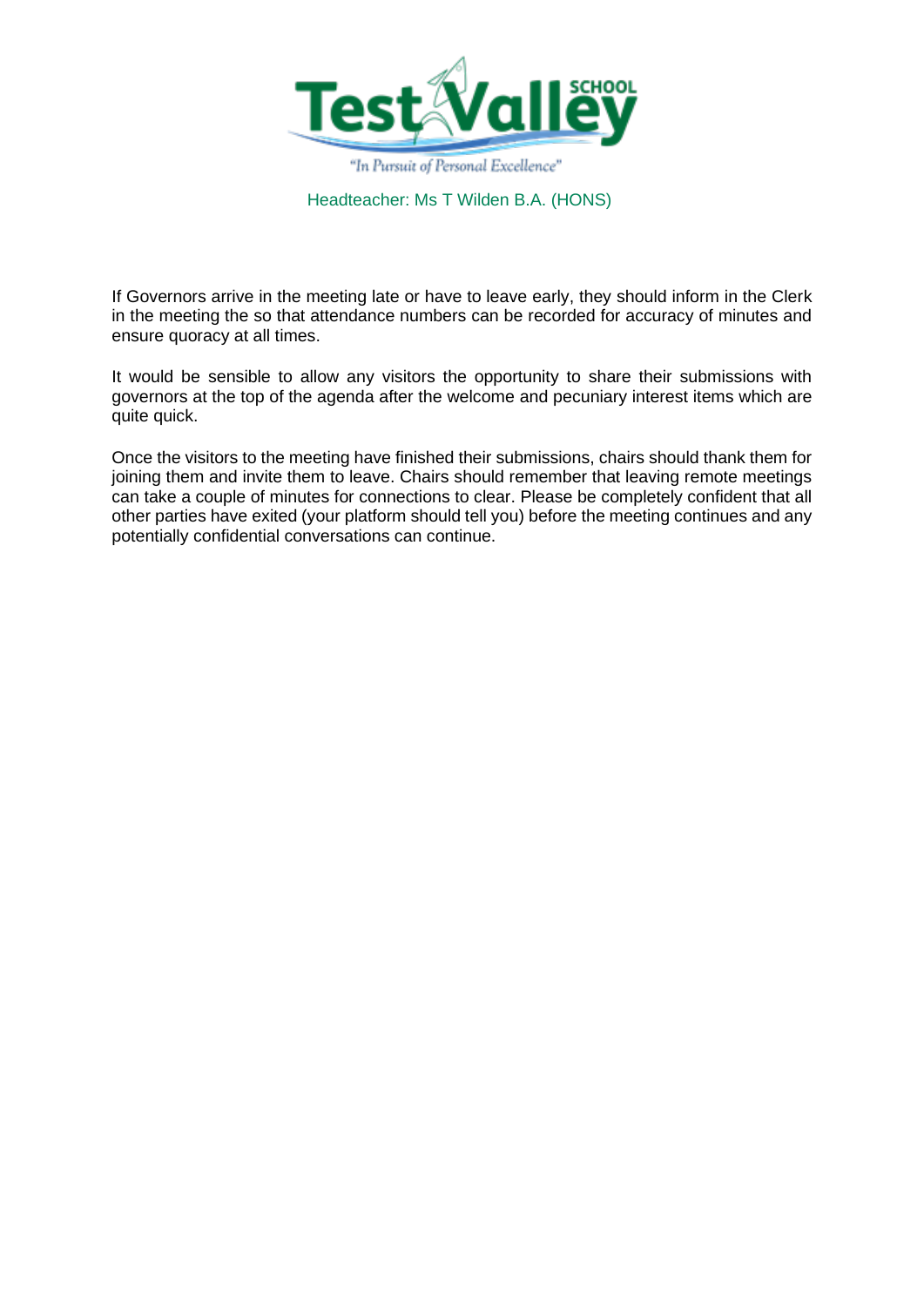Headteacher: Ms T Wilden B.A. (HONS)

If Governors arrive in the meeting late or have to leave early, they should inform in the Clerk in the meeting the so that attendance numbers can be recorded for accuracy of minutes and ensure quoracy at all times.

It would be sensible to allow any visitors the opportunity to share their submissions with governors at the top of the agenda after the welcome and pecuniary interest items which are quite quick.

Once the visitors to the meeting have finished their submissions, chairs should thank them for joining them and invite them to leave. Chairs should remember that leaving remote meetings can take a couple of minutes for connections to clear. Please be completely confident that all other parties have exited (your platform should tell you) before the meeting continues and any potentially confidential conversations can continue.